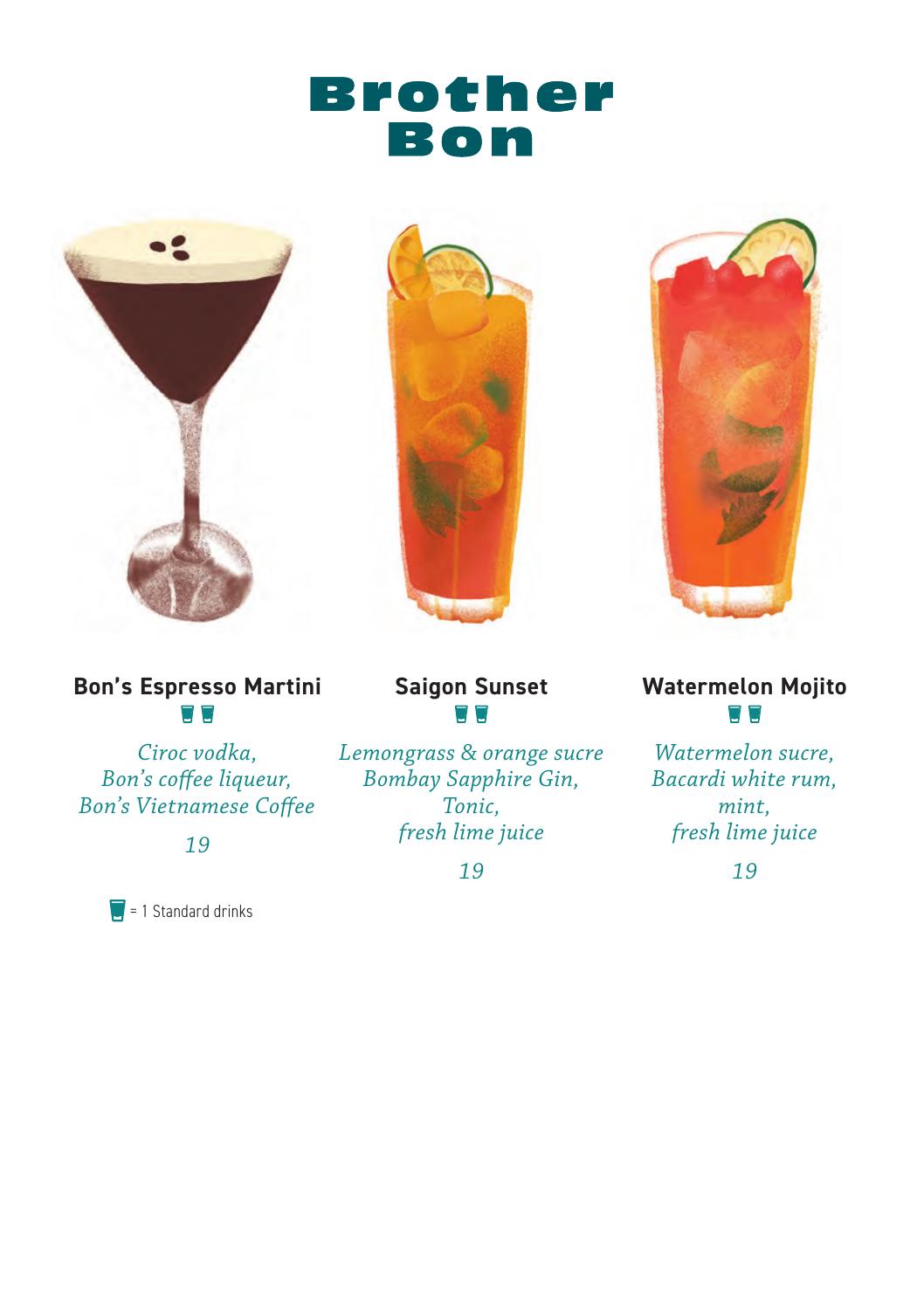# Brother Bon

### Bon's Espresso Martini

*Ciroc vodka,*
*Bon's coffee liqueur,*
*Bon's Vietnamese Coffee*

*19*

### Saigon Sunset

*Lemongrass & orange sucre*
*Bombay Sapphire Gin,*
*Tonic,*
*fresh lime juice*

*19*

### Watermelon Mojito

*Watermelon sucre,*
*Bacardi white rum,*
*mint,*
*fresh lime juice*

*19*

= 1 Standard drinks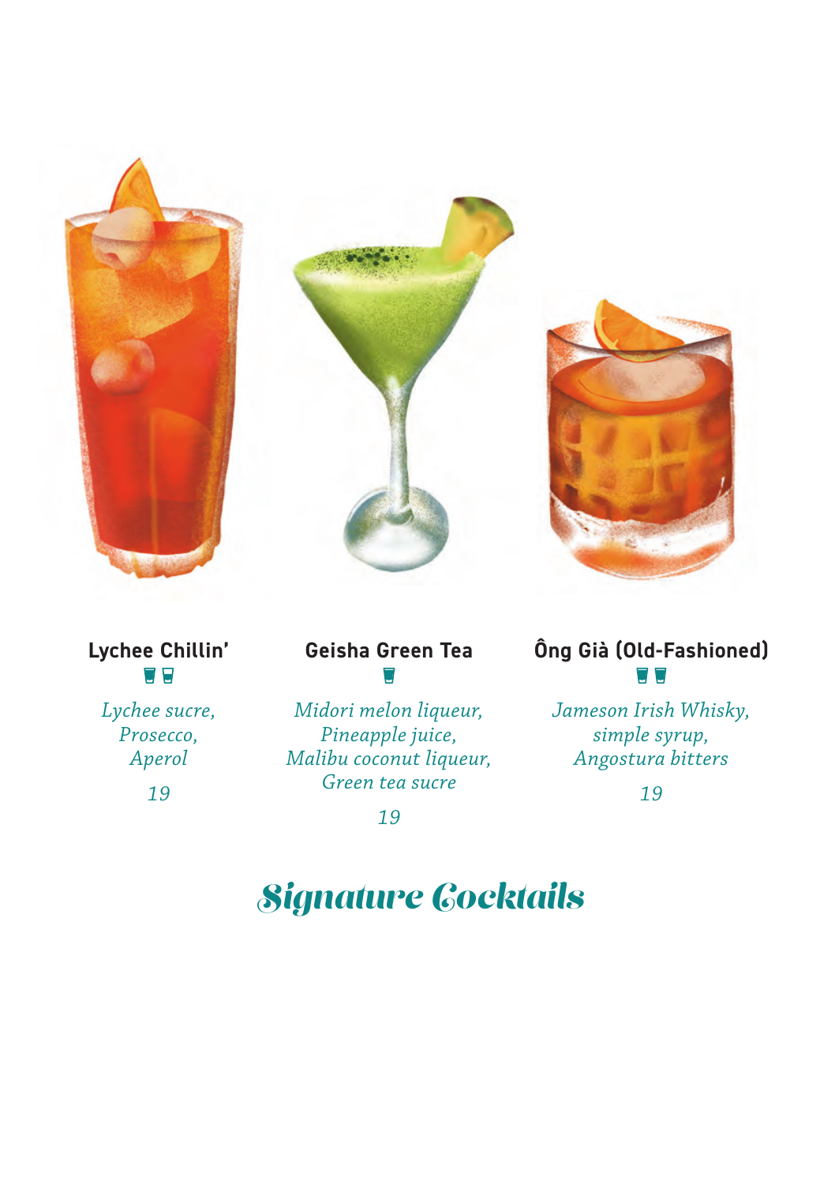### Lychee Chillin'

*Lychee sucre,
Prosecco,
Aperol*

*19*

### Geisha Green Tea

*Midori melon liqueur,
Pineapple juice,
Malibu coconut liqueur,
Green tea sucre*

*19*

### Ông Già (Old-Fashioned)

*Jameson Irish Whisky,
simple syrup,
Angostura bitters*

*19*

# *Signature Cocktails*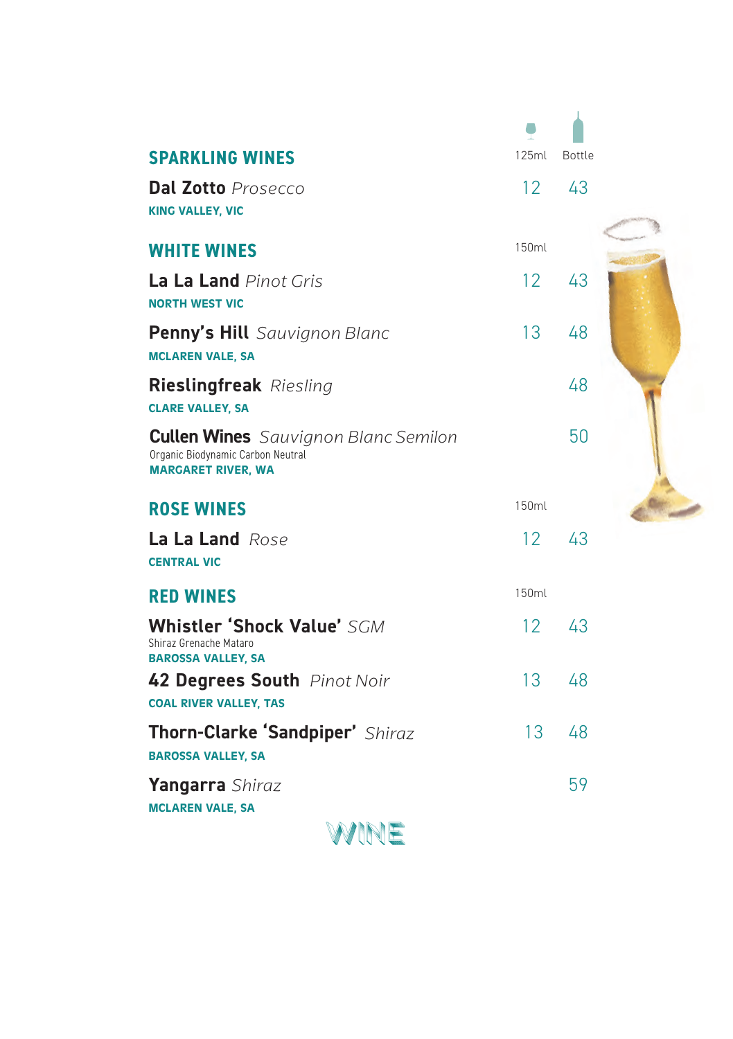| SPARKLING WINES | 125ml | Bottle |
|---|---|---|
| **Dal Zotto** *Prosecco*<br>**KING VALLEY, VIC** | 12 | 43 |

| WHITE WINES | 150ml | |
|---|---|---|
| **La La Land** *Pinot Gris*<br>**NORTH WEST VIC** | 12 | 43 |
| **Penny's Hill** *Sauvignon Blanc*<br>**MCLAREN VALE, SA** | 13 | 48 |
| **Rieslingfreak** *Riesling*<br>**CLARE VALLEY, SA** | | 48 |
| **Cullen Wines** *Sauvignon Blanc Semilon*<br>Organic Biodynamic Carbon Neutral<br>**MARGARET RIVER, WA** | | 50 |

| ROSE WINES | 150ml | |
|---|---|---|
| **La La Land** *Rose*<br>**CENTRAL VIC** | 12 | 43 |

| RED WINES | 150ml | |
|---|---|---|
| **Whistler 'Shock Value'** *SGM*<br>Shiraz Grenache Mataro<br>**BAROSSA VALLEY, SA** | 12 | 43 |
| **42 Degrees South** *Pinot Noir*<br>**COAL RIVER VALLEY, TAS** | 13 | 48 |
| **Thorn-Clarke 'Sandpiper'** *Shiraz*<br>**BAROSSA VALLEY, SA** | 13 | 48 |
| **Yangarra** *Shiraz*<br>**MCLAREN VALE, SA** | | 59 |

WINE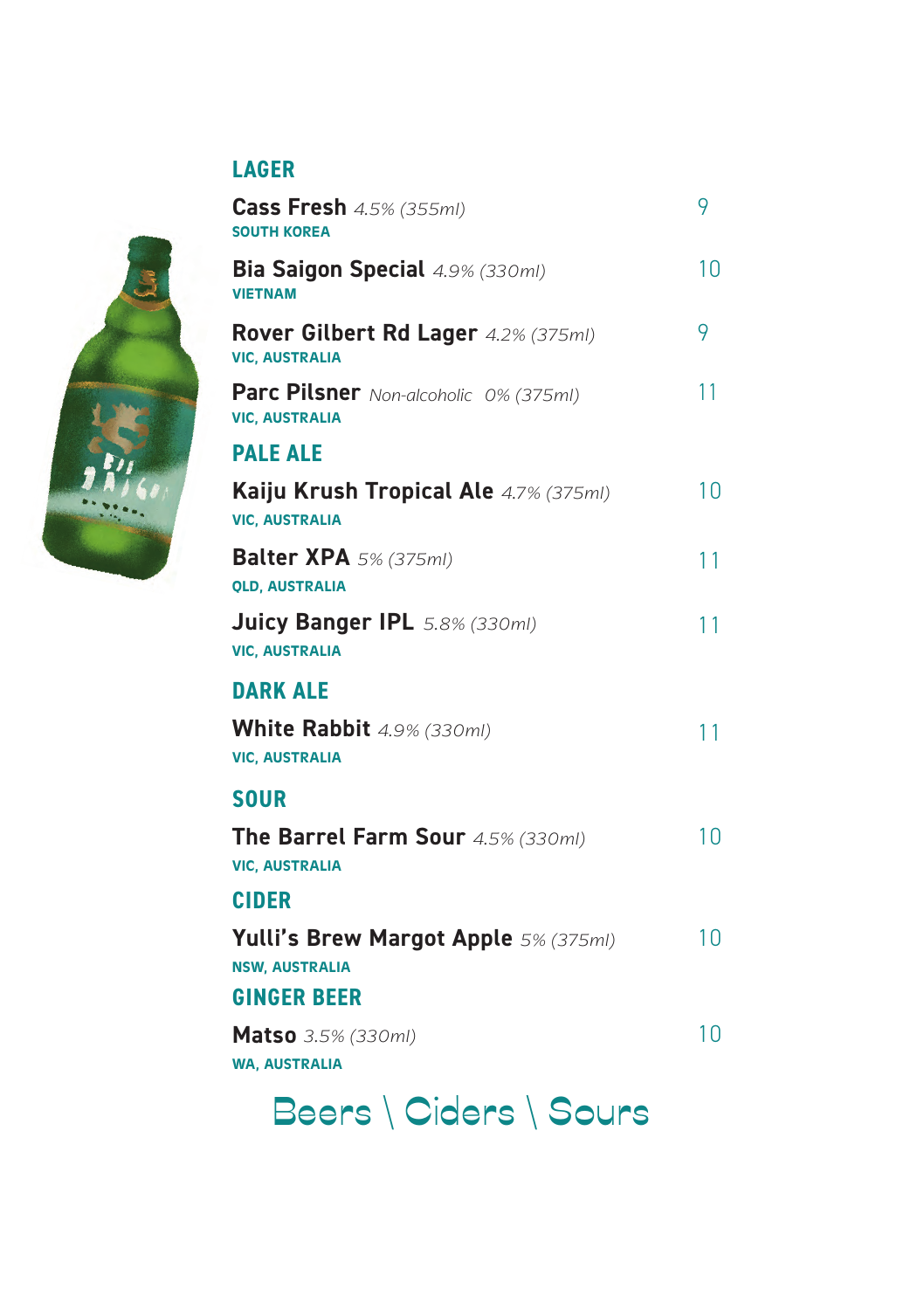## LAGER

**Cass Fresh** *4.5% (355ml)* 9
**SOUTH KOREA**

**Bia Saigon Special** *4.9% (330ml)* 10
**VIETNAM**

**Rover Gilbert Rd Lager** *4.2% (375ml)* 9
**VIC, AUSTRALIA**

**Parc Pilsner** Non-alcoholic *0% (375ml)* 11
**VIC, AUSTRALIA**

## PALE ALE

**Kaiju Krush Tropical Ale** *4.7% (375ml)* 10
**VIC, AUSTRALIA**

**Balter XPA** *5% (375ml)* 11
**QLD, AUSTRALIA**

**Juicy Banger IPL** *5.8% (330ml)* 11
**VIC, AUSTRALIA**

## DARK ALE

**White Rabbit** *4.9% (330ml)* 11
**VIC, AUSTRALIA**

## SOUR

**The Barrel Farm Sour** *4.5% (330ml)* 10
**VIC, AUSTRALIA**

## CIDER

**Yulli's Brew Margot Apple** *5% (375ml)* 10
**NSW, AUSTRALIA**

## GINGER BEER

**Matso** *3.5% (330ml)* 10
**WA, AUSTRALIA**

# Beers \ Ciders \ Sours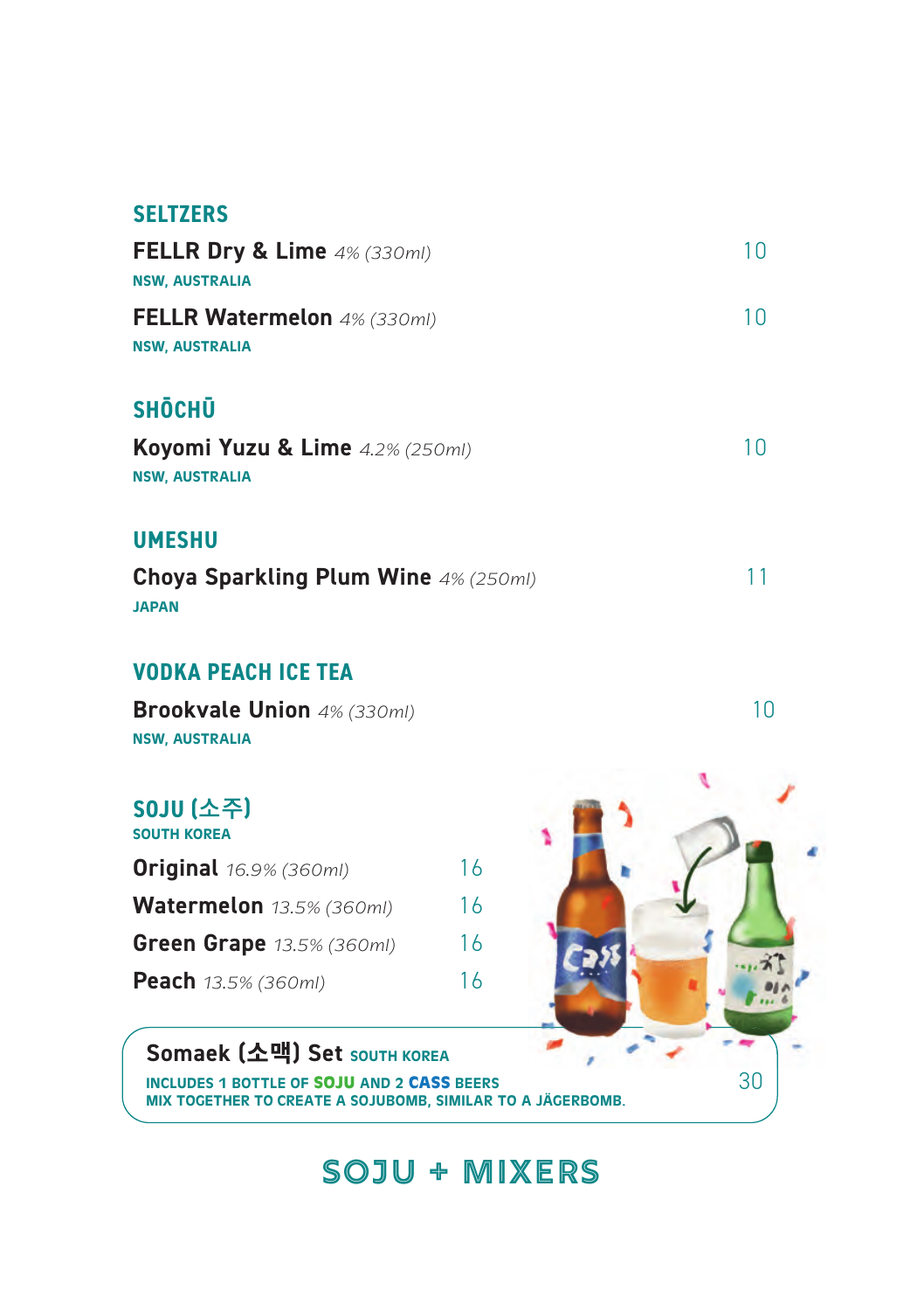## SELTZERS

**FELLR Dry & Lime** *4% (330ml)* — 10
NSW, AUSTRALIA

**FELLR Watermelon** *4% (330ml)* — 10
NSW, AUSTRALIA

## SHŌCHŪ

**Koyomi Yuzu & Lime** *4.2% (250ml)* — 10
NSW, AUSTRALIA

## UMESHU

**Choya Sparkling Plum Wine** *4% (250ml)* — 11
JAPAN

## VODKA PEACH ICE TEA

**Brookvale Union** *4% (330ml)* — 10
NSW, AUSTRALIA

## SOJU (소주)

SOUTH KOREA

**Original** *16.9% (360ml)* — 16

**Watermelon** *13.5% (360ml)* — 16

**Green Grape** *13.5% (360ml)* — 16

**Peach** *13.5% (360ml)* — 16

**Somaek (소맥) Set** SOUTH KOREA — 30

INCLUDES 1 BOTTLE OF **SOJU** AND 2 **CASS** BEERS
MIX TOGETHER TO CREATE A SOJUBOMB, SIMILAR TO A JÄGERBOMB.

## SOJU + MIXERS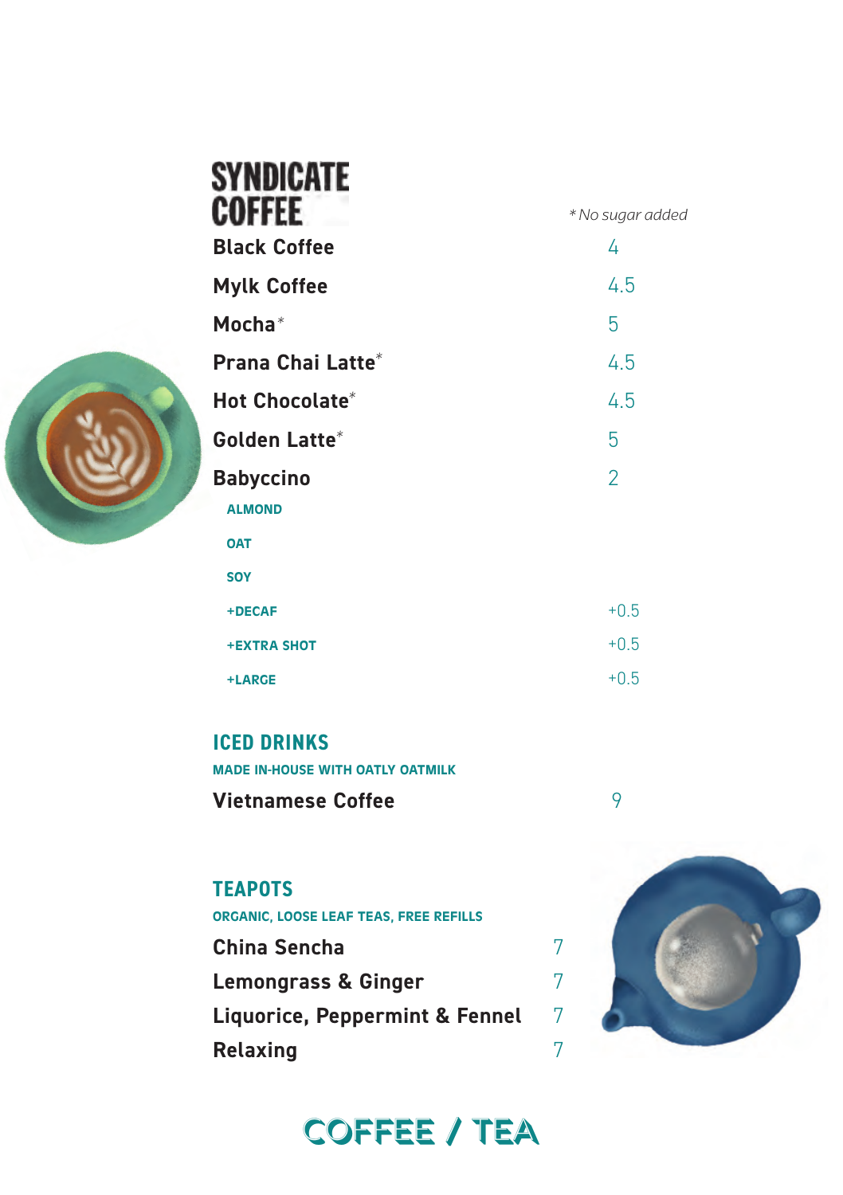# SYNDICATE COFFEE

*\* No sugar added*

| Item | Price |
| --- | --- |
| **Black Coffee** | 4 |
| **Mylk Coffee** | 4.5 |
| **Mocha*** | 5 |
| **Prana Chai Latte*** | 4.5 |
| **Hot Chocolate*** | 4.5 |
| **Golden Latte*** | 5 |
| **Babyccino** | 2 |
| ALMOND | |
| OAT | |
| SOY | |
| +DECAF | +0.5 |
| +EXTRA SHOT | +0.5 |
| +LARGE | +0.5 |

## ICED DRINKS

MADE IN-HOUSE WITH OATLY OATMILK

| Item | Price |
| --- | --- |
| **Vietnamese Coffee** | 9 |

## TEAPOTS

ORGANIC, LOOSE LEAF TEAS, FREE REFILLS

| Item | Price |
| --- | --- |
| **China Sencha** | 7 |
| **Lemongrass & Ginger** | 7 |
| **Liquorice, Peppermint & Fennel** | 7 |
| **Relaxing** | 7 |

## COFFEE / TEA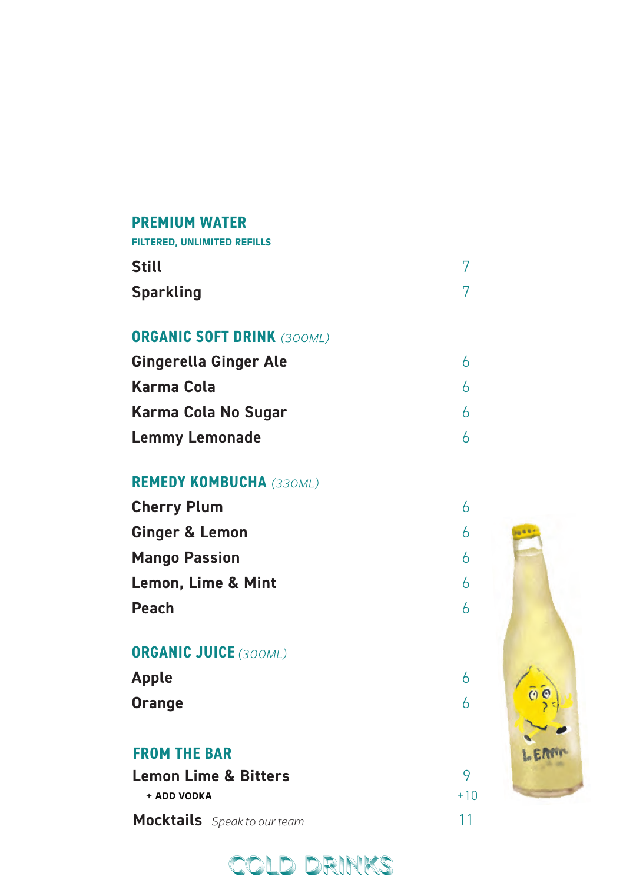## PREMIUM WATER

**FILTERED, UNLIMITED REFILLS**

| | |
|---|---|
| **Still** | 7 |
| **Sparkling** | 7 |

## ORGANIC SOFT DRINK *(300ML)*

| | |
|---|---|
| **Gingerella Ginger Ale** | 6 |
| **Karma Cola** | 6 |
| **Karma Cola No Sugar** | 6 |
| **Lemmy Lemonade** | 6 |

## REMEDY KOMBUCHA *(330ML)*

| | |
|---|---|
| **Cherry Plum** | 6 |
| **Ginger & Lemon** | 6 |
| **Mango Passion** | 6 |
| **Lemon, Lime & Mint** | 6 |
| **Peach** | 6 |

## ORGANIC JUICE *(300ML)*

| | |
|---|---|
| **Apple** | 6 |
| **Orange** | 6 |

## FROM THE BAR

| | |
|---|---|
| **Lemon Lime & Bitters** | 9 |
| + ADD VODKA | +10 |
| **Mocktails** *Speak to our team* | 11 |

# COLD DRINKS